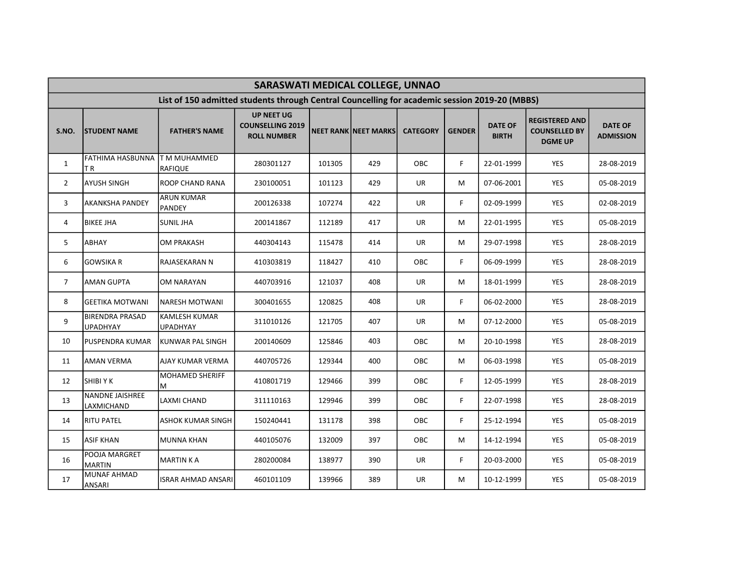# SARASWATI MEDICAL COLLEGE, UNNAO

## List of 150 admitted students through Central Councelling for academic session 2019-20 (MBBS)

| S.NO. | STUDENT NAME | FATHER'S NAME | UP NEET UG COUNSELLING 2019 ROLL NUMBER | NEET RANK | NEET MARKS | CATEGORY | GENDER | DATE OF BIRTH | REGISTERED AND COUNSELLED BY DGME UP | DATE OF ADMISSION |
|---|---|---|---|---|---|---|---|---|---|---|
| 1 | FATHIMA HASBUNNA T R | T M MUHAMMED RAFIQUE | 280301127 | 101305 | 429 | OBC | F | 22-01-1999 | YES | 28-08-2019 |
| 2 | AYUSH SINGH | ROOP CHAND RANA | 230100051 | 101123 | 429 | UR | M | 07-06-2001 | YES | 05-08-2019 |
| 3 | AKANKSHA PANDEY | ARUN KUMAR PANDEY | 200126338 | 107274 | 422 | UR | F | 02-09-1999 | YES | 02-08-2019 |
| 4 | BIKEE JHA | SUNIL JHA | 200141867 | 112189 | 417 | UR | M | 22-01-1995 | YES | 05-08-2019 |
| 5 | ABHAY | OM PRAKASH | 440304143 | 115478 | 414 | UR | M | 29-07-1998 | YES | 28-08-2019 |
| 6 | GOWSIKA R | RAJASEKARAN N | 410303819 | 118427 | 410 | OBC | F | 06-09-1999 | YES | 28-08-2019 |
| 7 | AMAN GUPTA | OM NARAYAN | 440703916 | 121037 | 408 | UR | M | 18-01-1999 | YES | 28-08-2019 |
| 8 | GEETIKA MOTWANI | NARESH MOTWANI | 300401655 | 120825 | 408 | UR | F | 06-02-2000 | YES | 28-08-2019 |
| 9 | BIRENDRA PRASAD UPADHYAY | KAMLESH KUMAR UPADHYAY | 311010126 | 121705 | 407 | UR | M | 07-12-2000 | YES | 05-08-2019 |
| 10 | PUSPENDRA KUMAR | KUNWAR PAL SINGH | 200140609 | 125846 | 403 | OBC | M | 20-10-1998 | YES | 28-08-2019 |
| 11 | AMAN VERMA | AJAY KUMAR VERMA | 440705726 | 129344 | 400 | OBC | M | 06-03-1998 | YES | 05-08-2019 |
| 12 | SHIBI Y K | MOHAMED SHERIFF M | 410801719 | 129466 | 399 | OBC | F | 12-05-1999 | YES | 28-08-2019 |
| 13 | NANDNE JAISHREE LAXMICHAND | LAXMI CHAND | 311110163 | 129946 | 399 | OBC | F | 22-07-1998 | YES | 28-08-2019 |
| 14 | RITU PATEL | ASHOK KUMAR SINGH | 150240441 | 131178 | 398 | OBC | F | 25-12-1994 | YES | 05-08-2019 |
| 15 | ASIF KHAN | MUNNA KHAN | 440105076 | 132009 | 397 | OBC | M | 14-12-1994 | YES | 05-08-2019 |
| 16 | POOJA MARGRET MARTIN | MARTIN K A | 280200084 | 138977 | 390 | UR | F | 20-03-2000 | YES | 05-08-2019 |
| 17 | MUNAF AHMAD ANSARI | ISRAR AHMAD ANSARI | 460101109 | 139966 | 389 | UR | M | 10-12-1999 | YES | 05-08-2019 |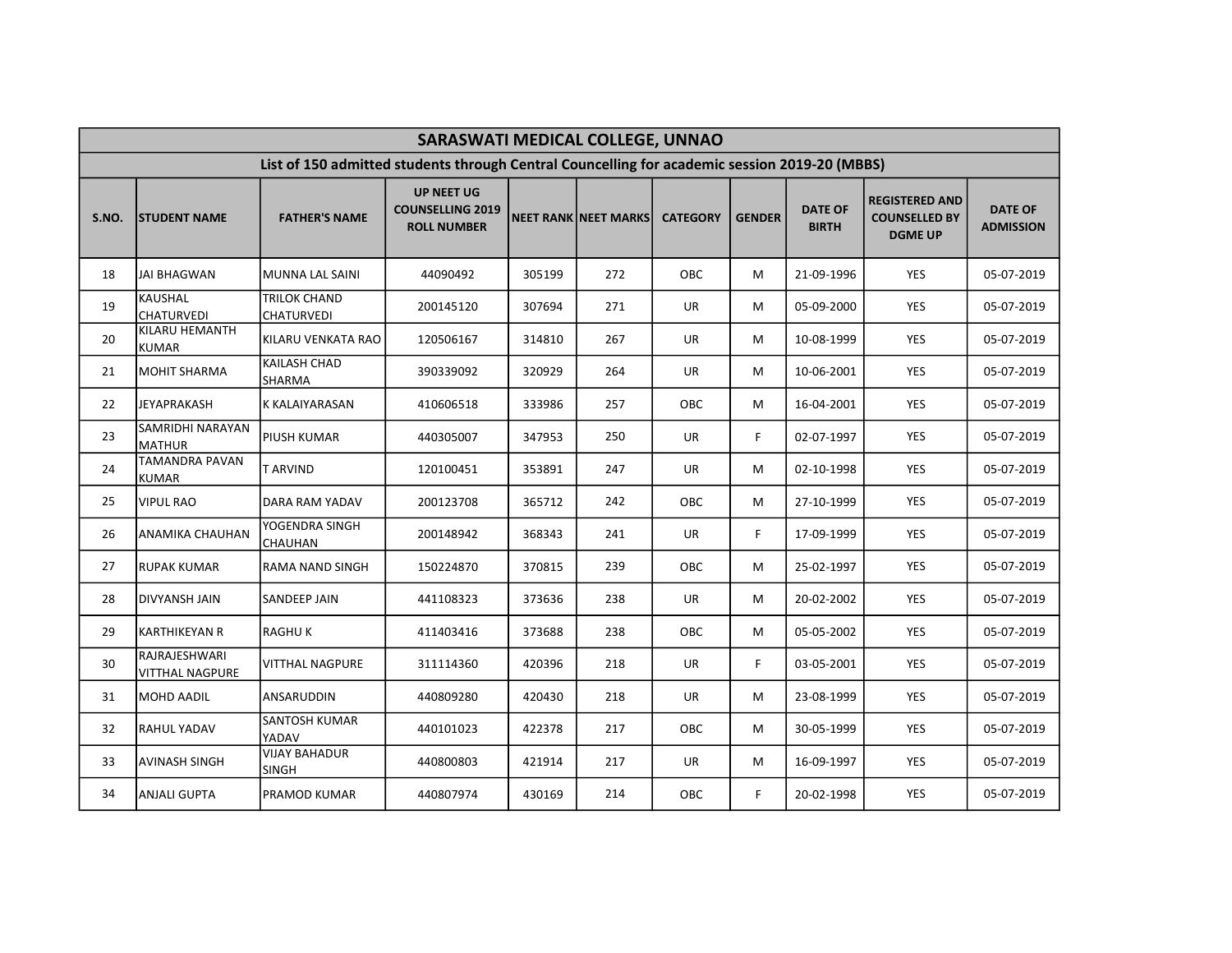| SARASWATI MEDICAL COLLEGE, UNNAO | | | | | | | | | | |
|---|---|---|---|---|---|---|---|---|---|---|
| List of 150 admitted students through Central Councelling for academic session 2019-20 (MBBS) | | | | | | | | | | |
| S.NO. | STUDENT NAME | FATHER'S NAME | UP NEET UG COUNSELLING 2019 ROLL NUMBER | NEET RANK | NEET MARKS | CATEGORY | GENDER | DATE OF BIRTH | REGISTERED AND COUNSELLED BY DGME UP | DATE OF ADMISSION |
| 18 | JAI BHAGWAN | MUNNA LAL SAINI | 44090492 | 305199 | 272 | OBC | M | 21-09-1996 | YES | 05-07-2019 |
| 19 | KAUSHAL CHATURVEDI | TRILOK CHAND CHATURVEDI | 200145120 | 307694 | 271 | UR | M | 05-09-2000 | YES | 05-07-2019 |
| 20 | KILARU HEMANTH KUMAR | KILARU VENKATA RAO | 120506167 | 314810 | 267 | UR | M | 10-08-1999 | YES | 05-07-2019 |
| 21 | MOHIT SHARMA | KAILASH CHAD SHARMA | 390339092 | 320929 | 264 | UR | M | 10-06-2001 | YES | 05-07-2019 |
| 22 | JEYAPRAKASH | K KALAIYARASAN | 410606518 | 333986 | 257 | OBC | M | 16-04-2001 | YES | 05-07-2019 |
| 23 | SAMRIDHI NARAYAN MATHUR | PIUSH KUMAR | 440305007 | 347953 | 250 | UR | F | 02-07-1997 | YES | 05-07-2019 |
| 24 | TAMANDRA PAVAN KUMAR | T ARVIND | 120100451 | 353891 | 247 | UR | M | 02-10-1998 | YES | 05-07-2019 |
| 25 | VIPUL RAO | DARA RAM YADAV | 200123708 | 365712 | 242 | OBC | M | 27-10-1999 | YES | 05-07-2019 |
| 26 | ANAMIKA CHAUHAN | YOGENDRA SINGH CHAUHAN | 200148942 | 368343 | 241 | UR | F | 17-09-1999 | YES | 05-07-2019 |
| 27 | RUPAK KUMAR | RAMA NAND SINGH | 150224870 | 370815 | 239 | OBC | M | 25-02-1997 | YES | 05-07-2019 |
| 28 | DIVYANSH JAIN | SANDEEP JAIN | 441108323 | 373636 | 238 | UR | M | 20-02-2002 | YES | 05-07-2019 |
| 29 | KARTHIKEYAN R | RAGHU K | 411403416 | 373688 | 238 | OBC | M | 05-05-2002 | YES | 05-07-2019 |
| 30 | RAJRAJESHWARI VITTHAL NAGPURE | VITTHAL NAGPURE | 311114360 | 420396 | 218 | UR | F | 03-05-2001 | YES | 05-07-2019 |
| 31 | MOHD AADIL | ANSARUDDIN | 440809280 | 420430 | 218 | UR | M | 23-08-1999 | YES | 05-07-2019 |
| 32 | RAHUL YADAV | SANTOSH KUMAR YADAV | 440101023 | 422378 | 217 | OBC | M | 30-05-1999 | YES | 05-07-2019 |
| 33 | AVINASH SINGH | VIJAY BAHADUR SINGH | 440800803 | 421914 | 217 | UR | M | 16-09-1997 | YES | 05-07-2019 |
| 34 | ANJALI GUPTA | PRAMOD KUMAR | 440807974 | 430169 | 214 | OBC | F | 20-02-1998 | YES | 05-07-2019 |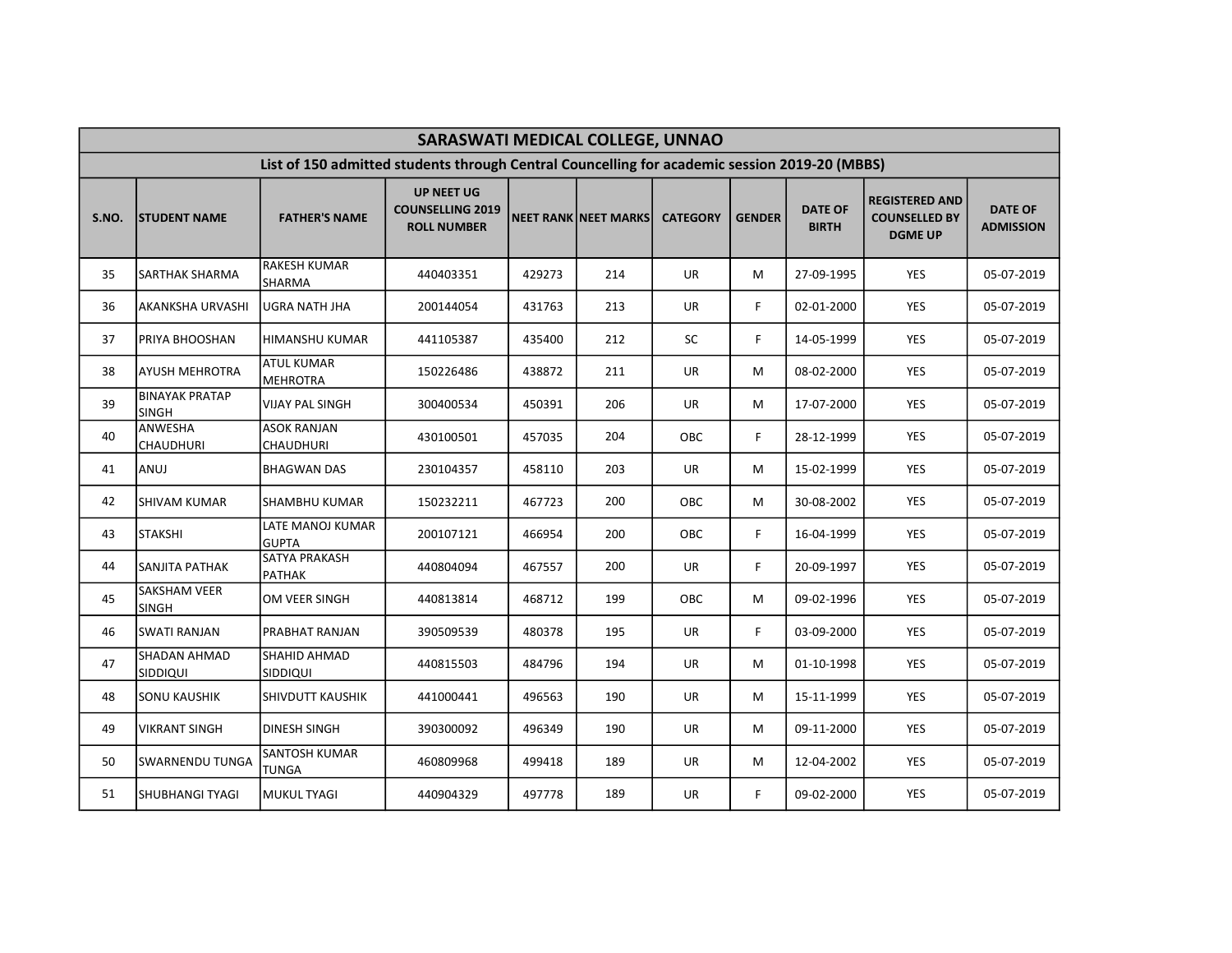| SARASWATI MEDICAL COLLEGE, UNNAO | | | | | | | | | | |
|---|---|---|---|---|---|---|---|---|---|---|
| List of 150 admitted students through Central Councelling for academic session 2019-20 (MBBS) | | | | | | | | | | |
| S.NO. | STUDENT NAME | FATHER'S NAME | UP NEET UG COUNSELLING 2019 ROLL NUMBER | NEET RANK | NEET MARKS | CATEGORY | GENDER | DATE OF BIRTH | REGISTERED AND COUNSELLED BY DGME UP | DATE OF ADMISSION |
| 35 | SARTHAK SHARMA | RAKESH KUMAR SHARMA | 440403351 | 429273 | 214 | UR | M | 27-09-1995 | YES | 05-07-2019 |
| 36 | AKANKSHA URVASHI | UGRA NATH JHA | 200144054 | 431763 | 213 | UR | F | 02-01-2000 | YES | 05-07-2019 |
| 37 | PRIYA BHOOSHAN | HIMANSHU KUMAR | 441105387 | 435400 | 212 | SC | F | 14-05-1999 | YES | 05-07-2019 |
| 38 | AYUSH MEHROTRA | ATUL KUMAR MEHROTRA | 150226486 | 438872 | 211 | UR | M | 08-02-2000 | YES | 05-07-2019 |
| 39 | BINAYAK PRATAP SINGH | VIJAY PAL SINGH | 300400534 | 450391 | 206 | UR | M | 17-07-2000 | YES | 05-07-2019 |
| 40 | ANWESHA CHAUDHURI | ASOK RANJAN CHAUDHURI | 430100501 | 457035 | 204 | OBC | F | 28-12-1999 | YES | 05-07-2019 |
| 41 | ANUJ | BHAGWAN DAS | 230104357 | 458110 | 203 | UR | M | 15-02-1999 | YES | 05-07-2019 |
| 42 | SHIVAM KUMAR | SHAMBHU KUMAR | 150232211 | 467723 | 200 | OBC | M | 30-08-2002 | YES | 05-07-2019 |
| 43 | STAKSHI | LATE MANOJ KUMAR GUPTA | 200107121 | 466954 | 200 | OBC | F | 16-04-1999 | YES | 05-07-2019 |
| 44 | SANJITA PATHAK | SATYA PRAKASH PATHAK | 440804094 | 467557 | 200 | UR | F | 20-09-1997 | YES | 05-07-2019 |
| 45 | SAKSHAM VEER SINGH | OM VEER SINGH | 440813814 | 468712 | 199 | OBC | M | 09-02-1996 | YES | 05-07-2019 |
| 46 | SWATI RANJAN | PRABHAT RANJAN | 390509539 | 480378 | 195 | UR | F | 03-09-2000 | YES | 05-07-2019 |
| 47 | SHADAN AHMAD SIDDIQUI | SHAHID AHMAD SIDDIQUI | 440815503 | 484796 | 194 | UR | M | 01-10-1998 | YES | 05-07-2019 |
| 48 | SONU KAUSHIK | SHIVDUTT KAUSHIK | 441000441 | 496563 | 190 | UR | M | 15-11-1999 | YES | 05-07-2019 |
| 49 | VIKRANT SINGH | DINESH SINGH | 390300092 | 496349 | 190 | UR | M | 09-11-2000 | YES | 05-07-2019 |
| 50 | SWARNENDU TUNGA | SANTOSH KUMAR TUNGA | 460809968 | 499418 | 189 | UR | M | 12-04-2002 | YES | 05-07-2019 |
| 51 | SHUBHANGI TYAGI | MUKUL TYAGI | 440904329 | 497778 | 189 | UR | F | 09-02-2000 | YES | 05-07-2019 |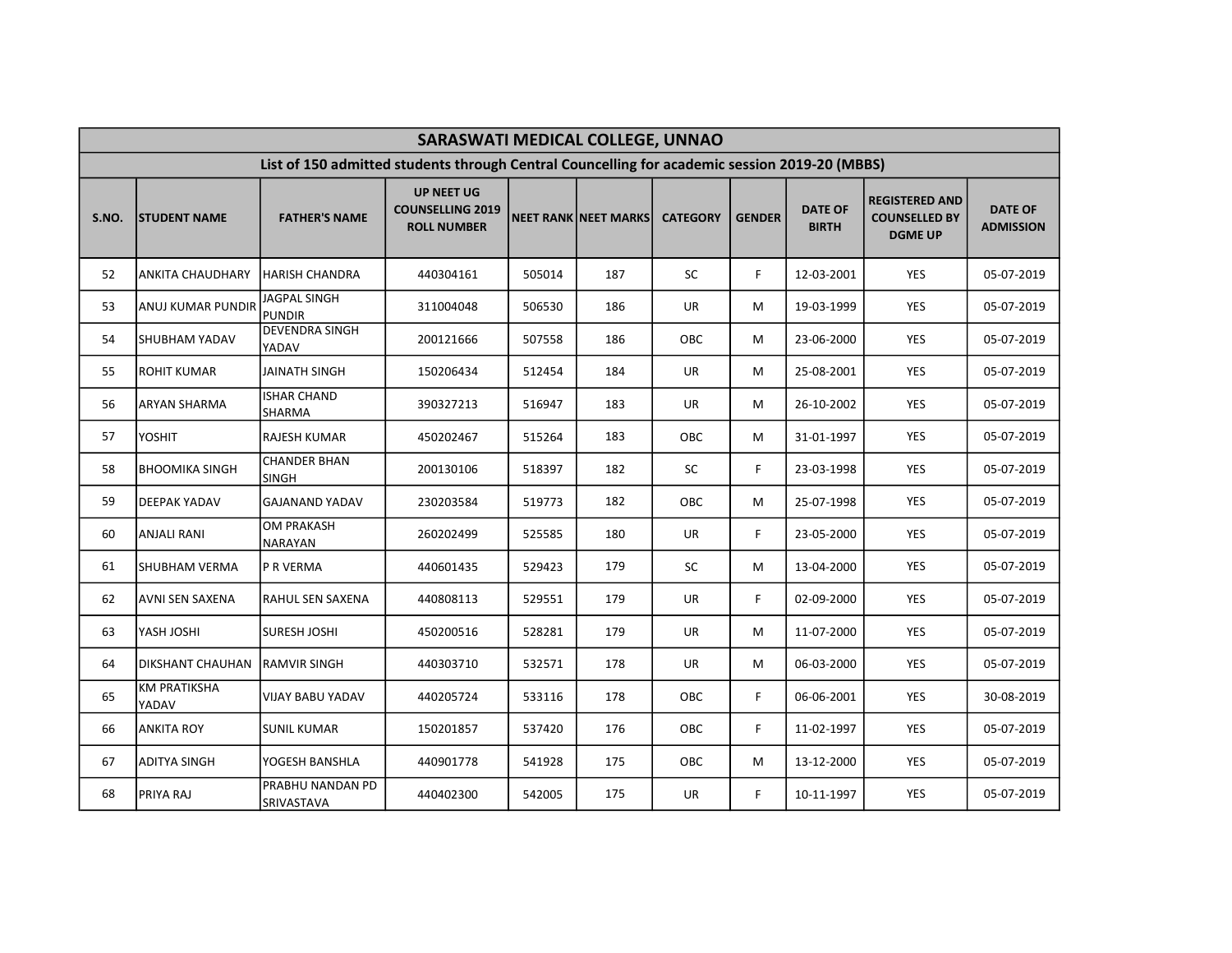| SARASWATI MEDICAL COLLEGE, UNNAO | | | | | | | | | | |
|---|---|---|---|---|---|---|---|---|---|---|
| List of 150 admitted students through Central Councelling for academic session 2019-20 (MBBS) | | | | | | | | | | |
| S.NO. | STUDENT NAME | FATHER'S NAME | UP NEET UG COUNSELLING 2019 ROLL NUMBER | NEET RANK | NEET MARKS | CATEGORY | GENDER | DATE OF BIRTH | REGISTERED AND COUNSELLED BY DGME UP | DATE OF ADMISSION |
| 52 | ANKITA CHAUDHARY | HARISH CHANDRA | 440304161 | 505014 | 187 | SC | F | 12-03-2001 | YES | 05-07-2019 |
| 53 | ANUJ KUMAR PUNDIR | JAGPAL SINGH PUNDIR | 311004048 | 506530 | 186 | UR | M | 19-03-1999 | YES | 05-07-2019 |
| 54 | SHUBHAM YADAV | DEVENDRA SINGH YADAV | 200121666 | 507558 | 186 | OBC | M | 23-06-2000 | YES | 05-07-2019 |
| 55 | ROHIT KUMAR | JAINATH SINGH | 150206434 | 512454 | 184 | UR | M | 25-08-2001 | YES | 05-07-2019 |
| 56 | ARYAN SHARMA | ISHAR CHAND SHARMA | 390327213 | 516947 | 183 | UR | M | 26-10-2002 | YES | 05-07-2019 |
| 57 | YOSHIT | RAJESH KUMAR | 450202467 | 515264 | 183 | OBC | M | 31-01-1997 | YES | 05-07-2019 |
| 58 | BHOOMIKA SINGH | CHANDER BHAN SINGH | 200130106 | 518397 | 182 | SC | F | 23-03-1998 | YES | 05-07-2019 |
| 59 | DEEPAK YADAV | GAJANAND YADAV | 230203584 | 519773 | 182 | OBC | M | 25-07-1998 | YES | 05-07-2019 |
| 60 | ANJALI RANI | OM PRAKASH NARAYAN | 260202499 | 525585 | 180 | UR | F | 23-05-2000 | YES | 05-07-2019 |
| 61 | SHUBHAM VERMA | P R VERMA | 440601435 | 529423 | 179 | SC | M | 13-04-2000 | YES | 05-07-2019 |
| 62 | AVNI SEN SAXENA | RAHUL SEN SAXENA | 440808113 | 529551 | 179 | UR | F | 02-09-2000 | YES | 05-07-2019 |
| 63 | YASH JOSHI | SURESH JOSHI | 450200516 | 528281 | 179 | UR | M | 11-07-2000 | YES | 05-07-2019 |
| 64 | DIKSHANT CHAUHAN | RAMVIR SINGH | 440303710 | 532571 | 178 | UR | M | 06-03-2000 | YES | 05-07-2019 |
| 65 | KM PRATIKSHA YADAV | VIJAY BABU YADAV | 440205724 | 533116 | 178 | OBC | F | 06-06-2001 | YES | 30-08-2019 |
| 66 | ANKITA ROY | SUNIL KUMAR | 150201857 | 537420 | 176 | OBC | F | 11-02-1997 | YES | 05-07-2019 |
| 67 | ADITYA SINGH | YOGESH BANSHLA | 440901778 | 541928 | 175 | OBC | M | 13-12-2000 | YES | 05-07-2019 |
| 68 | PRIYA RAJ | PRABHU NANDAN PD SRIVASTAVA | 440402300 | 542005 | 175 | UR | F | 10-11-1997 | YES | 05-07-2019 |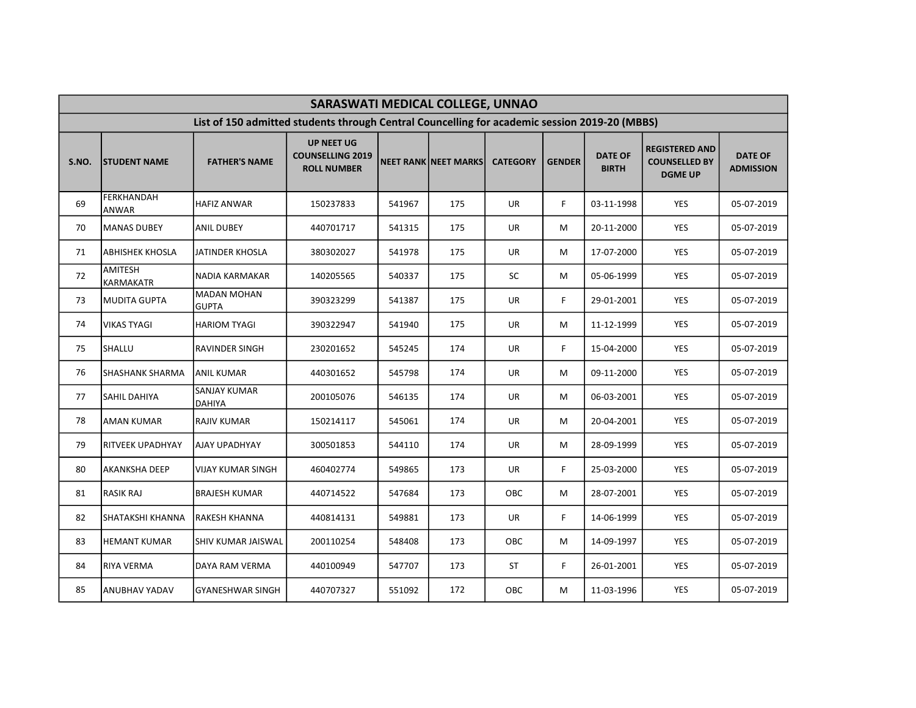| SARASWATI MEDICAL COLLEGE, UNNAO | | | | | | | | | | |
|---|---|---|---|---|---|---|---|---|---|---|
| List of 150 admitted students through Central Councelling for academic session 2019-20 (MBBS) | | | | | | | | | | |
| S.NO. | STUDENT NAME | FATHER'S NAME | UP NEET UG COUNSELLING 2019 ROLL NUMBER | NEET RANK | NEET MARKS | CATEGORY | GENDER | DATE OF BIRTH | REGISTERED AND COUNSELLED BY DGME UP | DATE OF ADMISSION |
| 69 | FERKHANDAH ANWAR | HAFIZ ANWAR | 150237833 | 541967 | 175 | UR | F | 03-11-1998 | YES | 05-07-2019 |
| 70 | MANAS DUBEY | ANIL DUBEY | 440701717 | 541315 | 175 | UR | M | 20-11-2000 | YES | 05-07-2019 |
| 71 | ABHISHEK KHOSLA | JATINDER KHOSLA | 380302027 | 541978 | 175 | UR | M | 17-07-2000 | YES | 05-07-2019 |
| 72 | AMITESH KARMAKATR | NADIA KARMAKAR | 140205565 | 540337 | 175 | SC | M | 05-06-1999 | YES | 05-07-2019 |
| 73 | MUDITA GUPTA | MADAN MOHAN GUPTA | 390323299 | 541387 | 175 | UR | F | 29-01-2001 | YES | 05-07-2019 |
| 74 | VIKAS TYAGI | HARIOM TYAGI | 390322947 | 541940 | 175 | UR | M | 11-12-1999 | YES | 05-07-2019 |
| 75 | SHALLU | RAVINDER SINGH | 230201652 | 545245 | 174 | UR | F | 15-04-2000 | YES | 05-07-2019 |
| 76 | SHASHANK SHARMA | ANIL KUMAR | 440301652 | 545798 | 174 | UR | M | 09-11-2000 | YES | 05-07-2019 |
| 77 | SAHIL DAHIYA | SANJAY KUMAR DAHIYA | 200105076 | 546135 | 174 | UR | M | 06-03-2001 | YES | 05-07-2019 |
| 78 | AMAN KUMAR | RAJIV KUMAR | 150214117 | 545061 | 174 | UR | M | 20-04-2001 | YES | 05-07-2019 |
| 79 | RITVEEK UPADHYAY | AJAY UPADHYAY | 300501853 | 544110 | 174 | UR | M | 28-09-1999 | YES | 05-07-2019 |
| 80 | AKANKSHA DEEP | VIJAY KUMAR SINGH | 460402774 | 549865 | 173 | UR | F | 25-03-2000 | YES | 05-07-2019 |
| 81 | RASIK RAJ | BRAJESH KUMAR | 440714522 | 547684 | 173 | OBC | M | 28-07-2001 | YES | 05-07-2019 |
| 82 | SHATAKSHI KHANNA | RAKESH KHANNA | 440814131 | 549881 | 173 | UR | F | 14-06-1999 | YES | 05-07-2019 |
| 83 | HEMANT KUMAR | SHIV KUMAR JAISWAL | 200110254 | 548408 | 173 | OBC | M | 14-09-1997 | YES | 05-07-2019 |
| 84 | RIYA VERMA | DAYA RAM VERMA | 440100949 | 547707 | 173 | ST | F | 26-01-2001 | YES | 05-07-2019 |
| 85 | ANUBHAV YADAV | GYANESHWAR SINGH | 440707327 | 551092 | 172 | OBC | M | 11-03-1996 | YES | 05-07-2019 |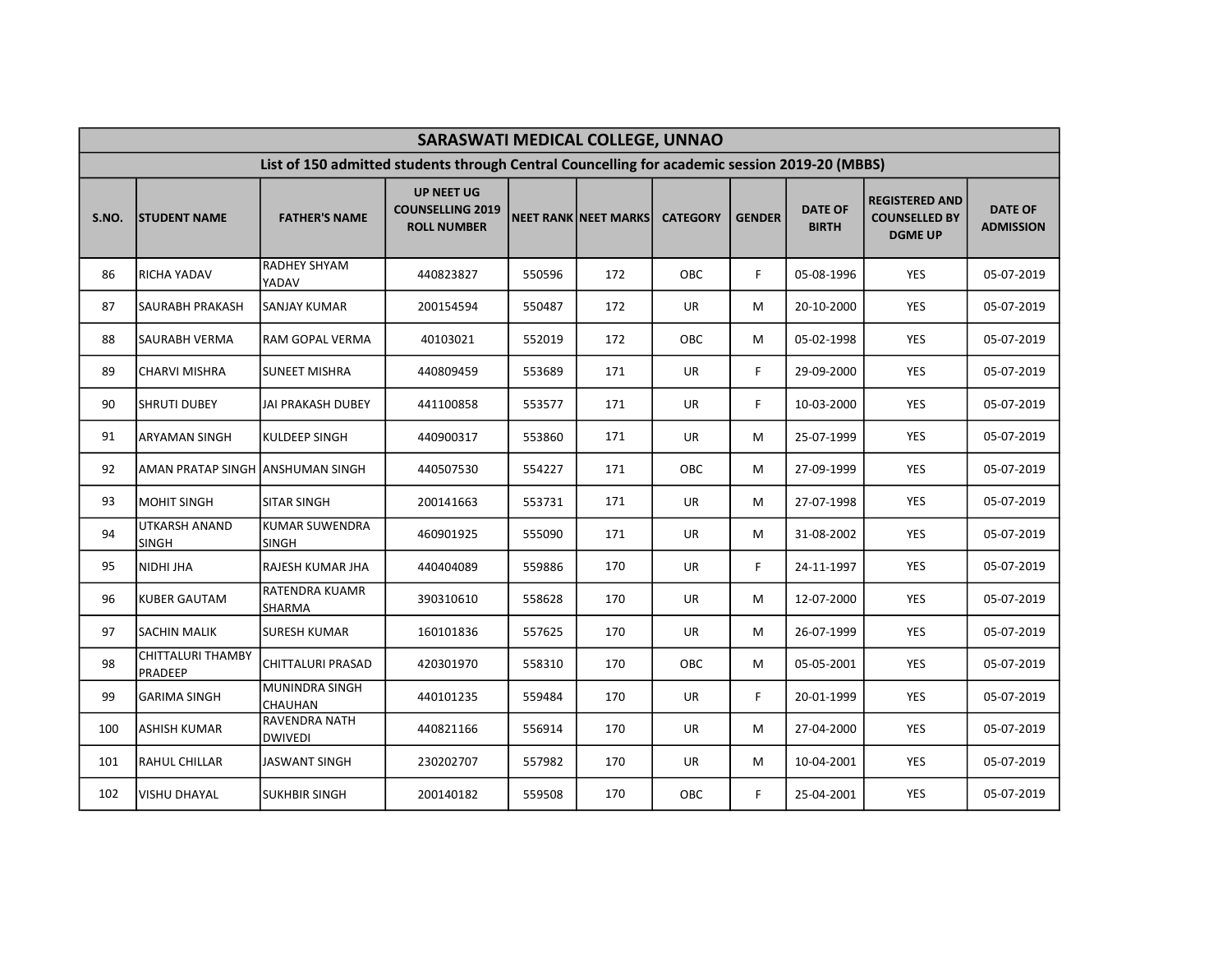| SARASWATI MEDICAL COLLEGE, UNNAO | | | | | | | | | | |
|---|---|---|---|---|---|---|---|---|---|---|
| List of 150 admitted students through Central Councelling for academic session 2019-20 (MBBS) | | | | | | | | | | |
| S.NO. | STUDENT NAME | FATHER'S NAME | UP NEET UG COUNSELLING 2019 ROLL NUMBER | NEET RANK | NEET MARKS | CATEGORY | GENDER | DATE OF BIRTH | REGISTERED AND COUNSELLED BY DGME UP | DATE OF ADMISSION |
| 86 | RICHA YADAV | RADHEY SHYAM YADAV | 440823827 | 550596 | 172 | OBC | F | 05-08-1996 | YES | 05-07-2019 |
| 87 | SAURABH PRAKASH | SANJAY KUMAR | 200154594 | 550487 | 172 | UR | M | 20-10-2000 | YES | 05-07-2019 |
| 88 | SAURABH VERMA | RAM GOPAL VERMA | 40103021 | 552019 | 172 | OBC | M | 05-02-1998 | YES | 05-07-2019 |
| 89 | CHARVI MISHRA | SUNEET MISHRA | 440809459 | 553689 | 171 | UR | F | 29-09-2000 | YES | 05-07-2019 |
| 90 | SHRUTI DUBEY | JAI PRAKASH DUBEY | 441100858 | 553577 | 171 | UR | F | 10-03-2000 | YES | 05-07-2019 |
| 91 | ARYAMAN SINGH | KULDEEP SINGH | 440900317 | 553860 | 171 | UR | M | 25-07-1999 | YES | 05-07-2019 |
| 92 | AMAN PRATAP SINGH | ANSHUMAN SINGH | 440507530 | 554227 | 171 | OBC | M | 27-09-1999 | YES | 05-07-2019 |
| 93 | MOHIT SINGH | SITAR SINGH | 200141663 | 553731 | 171 | UR | M | 27-07-1998 | YES | 05-07-2019 |
| 94 | UTKARSH ANAND SINGH | KUMAR SUWENDRA SINGH | 460901925 | 555090 | 171 | UR | M | 31-08-2002 | YES | 05-07-2019 |
| 95 | NIDHI JHA | RAJESH KUMAR JHA | 440404089 | 559886 | 170 | UR | F | 24-11-1997 | YES | 05-07-2019 |
| 96 | KUBER GAUTAM | RATENDRA KUAMR SHARMA | 390310610 | 558628 | 170 | UR | M | 12-07-2000 | YES | 05-07-2019 |
| 97 | SACHIN MALIK | SURESH KUMAR | 160101836 | 557625 | 170 | UR | M | 26-07-1999 | YES | 05-07-2019 |
| 98 | CHITTALURI THAMBY PRADEEP | CHITTALURI PRASAD | 420301970 | 558310 | 170 | OBC | M | 05-05-2001 | YES | 05-07-2019 |
| 99 | GARIMA SINGH | MUNINDRA SINGH CHAUHAN | 440101235 | 559484 | 170 | UR | F | 20-01-1999 | YES | 05-07-2019 |
| 100 | ASHISH KUMAR | RAVENDRA NATH DWIVEDI | 440821166 | 556914 | 170 | UR | M | 27-04-2000 | YES | 05-07-2019 |
| 101 | RAHUL CHILLAR | JASWANT SINGH | 230202707 | 557982 | 170 | UR | M | 10-04-2001 | YES | 05-07-2019 |
| 102 | VISHU DHAYAL | SUKHBIR SINGH | 200140182 | 559508 | 170 | OBC | F | 25-04-2001 | YES | 05-07-2019 |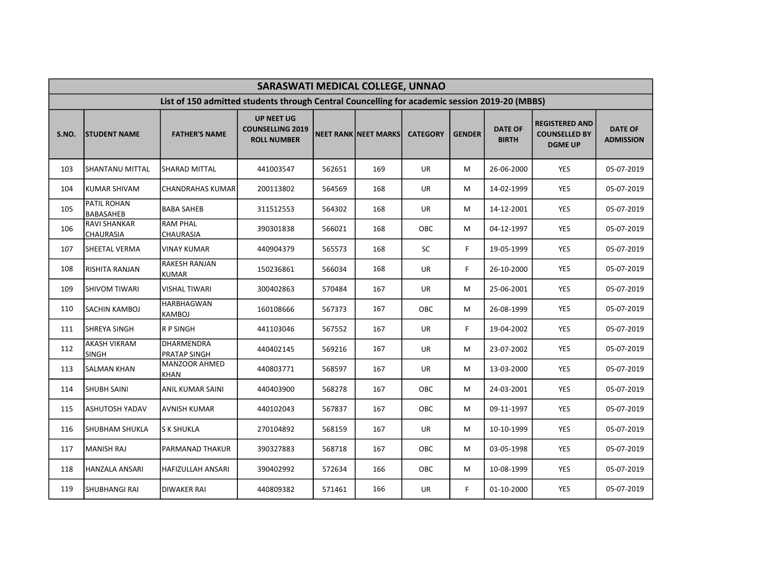| SARASWATI MEDICAL COLLEGE, UNNAO | | | | | | | | | | |
|---|---|---|---|---|---|---|---|---|---|---|
| List of 150 admitted students through Central Councelling for academic session 2019-20 (MBBS) | | | | | | | | | | |
| S.NO. | STUDENT NAME | FATHER'S NAME | UP NEET UG COUNSELLING 2019 ROLL NUMBER | NEET RANK | NEET MARKS | CATEGORY | GENDER | DATE OF BIRTH | REGISTERED AND COUNSELLED BY DGME UP | DATE OF ADMISSION |
| 103 | SHANTANU MITTAL | SHARAD MITTAL | 441003547 | 562651 | 169 | UR | M | 26-06-2000 | YES | 05-07-2019 |
| 104 | KUMAR SHIVAM | CHANDRAHAS KUMAR | 200113802 | 564569 | 168 | UR | M | 14-02-1999 | YES | 05-07-2019 |
| 105 | PATIL ROHAN BABASAHEB | BABA SAHEB | 311512553 | 564302 | 168 | UR | M | 14-12-2001 | YES | 05-07-2019 |
| 106 | RAVI SHANKAR CHAURASIA | RAM PHAL CHAURASIA | 390301838 | 566021 | 168 | OBC | M | 04-12-1997 | YES | 05-07-2019 |
| 107 | SHEETAL VERMA | VINAY KUMAR | 440904379 | 565573 | 168 | SC | F | 19-05-1999 | YES | 05-07-2019 |
| 108 | RISHITA RANJAN | RAKESH RANJAN KUMAR | 150236861 | 566034 | 168 | UR | F | 26-10-2000 | YES | 05-07-2019 |
| 109 | SHIVOM TIWARI | VISHAL TIWARI | 300402863 | 570484 | 167 | UR | M | 25-06-2001 | YES | 05-07-2019 |
| 110 | SACHIN KAMBOJ | HARBHAGWAN KAMBOJ | 160108666 | 567373 | 167 | OBC | M | 26-08-1999 | YES | 05-07-2019 |
| 111 | SHREYA SINGH | R P SINGH | 441103046 | 567552 | 167 | UR | F | 19-04-2002 | YES | 05-07-2019 |
| 112 | AKASH VIKRAM SINGH | DHARMENDRA PRATAP SINGH | 440402145 | 569216 | 167 | UR | M | 23-07-2002 | YES | 05-07-2019 |
| 113 | SALMAN KHAN | MANZOOR AHMED KHAN | 440803771 | 568597 | 167 | UR | M | 13-03-2000 | YES | 05-07-2019 |
| 114 | SHUBH SAINI | ANIL KUMAR SAINI | 440403900 | 568278 | 167 | OBC | M | 24-03-2001 | YES | 05-07-2019 |
| 115 | ASHUTOSH YADAV | AVNISH KUMAR | 440102043 | 567837 | 167 | OBC | M | 09-11-1997 | YES | 05-07-2019 |
| 116 | SHUBHAM SHUKLA | S K SHUKLA | 270104892 | 568159 | 167 | UR | M | 10-10-1999 | YES | 05-07-2019 |
| 117 | MANISH RAJ | PARMANAD THAKUR | 390327883 | 568718 | 167 | OBC | M | 03-05-1998 | YES | 05-07-2019 |
| 118 | HANZALA ANSARI | HAFIZULLAH ANSARI | 390402992 | 572634 | 166 | OBC | M | 10-08-1999 | YES | 05-07-2019 |
| 119 | SHUBHANGI RAI | DIWAKER RAI | 440809382 | 571461 | 166 | UR | F | 01-10-2000 | YES | 05-07-2019 |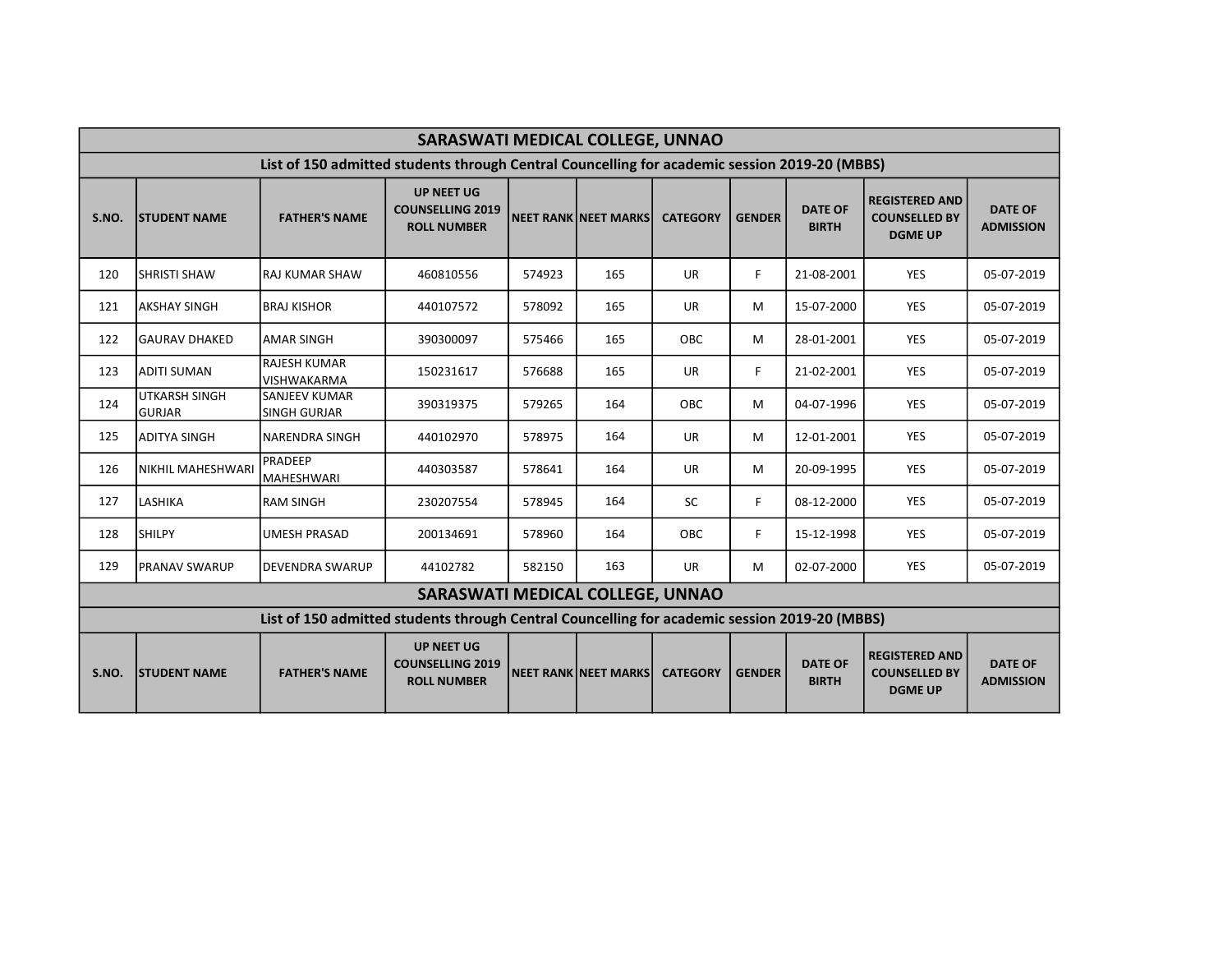| SARASWATI MEDICAL COLLEGE, UNNAO | | | | | | | | | | |
|---|---|---|---|---|---|---|---|---|---|---|
| List of 150 admitted students through Central Councelling for academic session 2019-20 (MBBS) | | | | | | | | | | |
| S.NO. | STUDENT NAME | FATHER'S NAME | UP NEET UG COUNSELLING 2019 ROLL NUMBER | NEET RANK | NEET MARKS | CATEGORY | GENDER | DATE OF BIRTH | REGISTERED AND COUNSELLED BY DGME UP | DATE OF ADMISSION |
| 120 | SHRISTI SHAW | RAJ KUMAR SHAW | 460810556 | 574923 | 165 | UR | F | 21-08-2001 | YES | 05-07-2019 |
| 121 | AKSHAY SINGH | BRAJ KISHOR | 440107572 | 578092 | 165 | UR | M | 15-07-2000 | YES | 05-07-2019 |
| 122 | GAURAV DHAKED | AMAR SINGH | 390300097 | 575466 | 165 | OBC | M | 28-01-2001 | YES | 05-07-2019 |
| 123 | ADITI SUMAN | RAJESH KUMAR VISHWAKARMA | 150231617 | 576688 | 165 | UR | F | 21-02-2001 | YES | 05-07-2019 |
| 124 | UTKARSH SINGH GURJAR | SANJEEV KUMAR SINGH GURJAR | 390319375 | 579265 | 164 | OBC | M | 04-07-1996 | YES | 05-07-2019 |
| 125 | ADITYA SINGH | NARENDRA SINGH | 440102970 | 578975 | 164 | UR | M | 12-01-2001 | YES | 05-07-2019 |
| 126 | NIKHIL MAHESHWARI | PRADEEP MAHESHWARI | 440303587 | 578641 | 164 | UR | M | 20-09-1995 | YES | 05-07-2019 |
| 127 | LASHIKA | RAM SINGH | 230207554 | 578945 | 164 | SC | F | 08-12-2000 | YES | 05-07-2019 |
| 128 | SHILPY | UMESH PRASAD | 200134691 | 578960 | 164 | OBC | F | 15-12-1998 | YES | 05-07-2019 |
| 129 | PRANAV SWARUP | DEVENDRA SWARUP | 44102782 | 582150 | 163 | UR | M | 02-07-2000 | YES | 05-07-2019 |
| SARASWATI MEDICAL COLLEGE, UNNAO | | | | | | | | | | |
| List of 150 admitted students through Central Councelling for academic session 2019-20 (MBBS) | | | | | | | | | | |
| S.NO. | STUDENT NAME | FATHER'S NAME | UP NEET UG COUNSELLING 2019 ROLL NUMBER | NEET RANK | NEET MARKS | CATEGORY | GENDER | DATE OF BIRTH | REGISTERED AND COUNSELLED BY DGME UP | DATE OF ADMISSION |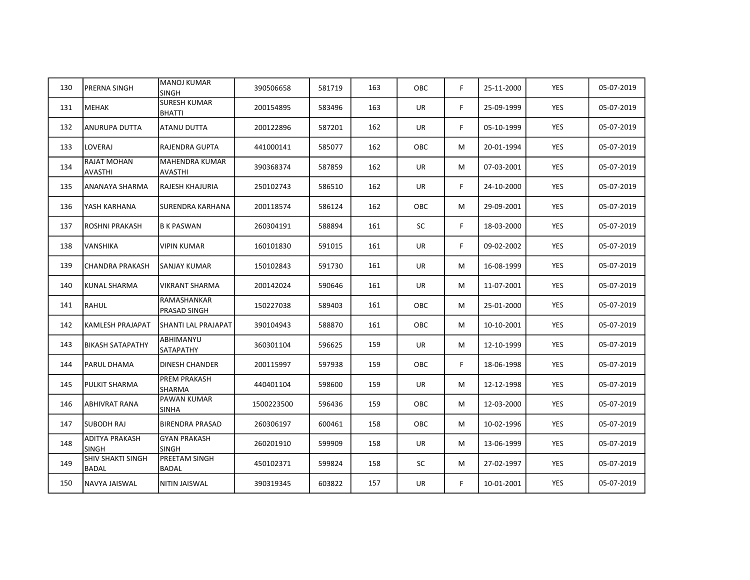| | | | | | | | | | | |
|---|---|---|---|---|---|---|---|---|---|---|
| 130 | PRERNA SINGH | MANOJ KUMAR SINGH | 390506658 | 581719 | 163 | OBC | F | 25-11-2000 | YES | 05-07-2019 |
| 131 | MEHAK | SURESH KUMAR BHATTI | 200154895 | 583496 | 163 | UR | F | 25-09-1999 | YES | 05-07-2019 |
| 132 | ANURUPA DUTTA | ATANU DUTTA | 200122896 | 587201 | 162 | UR | F | 05-10-1999 | YES | 05-07-2019 |
| 133 | LOVERAJ | RAJENDRA GUPTA | 441000141 | 585077 | 162 | OBC | M | 20-01-1994 | YES | 05-07-2019 |
| 134 | RAJAT MOHAN AVASTHI | MAHENDRA KUMAR AVASTHI | 390368374 | 587859 | 162 | UR | M | 07-03-2001 | YES | 05-07-2019 |
| 135 | ANANAYA SHARMA | RAJESH KHAJURIA | 250102743 | 586510 | 162 | UR | F | 24-10-2000 | YES | 05-07-2019 |
| 136 | YASH KARHANA | SURENDRA KARHANA | 200118574 | 586124 | 162 | OBC | M | 29-09-2001 | YES | 05-07-2019 |
| 137 | ROSHNI PRAKASH | B K PASWAN | 260304191 | 588894 | 161 | SC | F | 18-03-2000 | YES | 05-07-2019 |
| 138 | VANSHIKA | VIPIN KUMAR | 160101830 | 591015 | 161 | UR | F | 09-02-2002 | YES | 05-07-2019 |
| 139 | CHANDRA PRAKASH | SANJAY KUMAR | 150102843 | 591730 | 161 | UR | M | 16-08-1999 | YES | 05-07-2019 |
| 140 | KUNAL SHARMA | VIKRANT SHARMA | 200142024 | 590646 | 161 | UR | M | 11-07-2001 | YES | 05-07-2019 |
| 141 | RAHUL | RAMASHANKAR PRASAD SINGH | 150227038 | 589403 | 161 | OBC | M | 25-01-2000 | YES | 05-07-2019 |
| 142 | KAMLESH PRAJAPAT | SHANTI LAL PRAJAPAT | 390104943 | 588870 | 161 | OBC | M | 10-10-2001 | YES | 05-07-2019 |
| 143 | BIKASH SATAPATHY | ABHIMANYU SATAPATHY | 360301104 | 596625 | 159 | UR | M | 12-10-1999 | YES | 05-07-2019 |
| 144 | PARUL DHAMA | DINESH CHANDER | 200115997 | 597938 | 159 | OBC | F | 18-06-1998 | YES | 05-07-2019 |
| 145 | PULKIT SHARMA | PREM PRAKASH SHARMA | 440401104 | 598600 | 159 | UR | M | 12-12-1998 | YES | 05-07-2019 |
| 146 | ABHIVRAT RANA | PAWAN KUMAR SINHA | 1500223500 | 596436 | 159 | OBC | M | 12-03-2000 | YES | 05-07-2019 |
| 147 | SUBODH RAJ | BIRENDRA PRASAD | 260306197 | 600461 | 158 | OBC | M | 10-02-1996 | YES | 05-07-2019 |
| 148 | ADITYA PRAKASH SINGH | GYAN PRAKASH SINGH | 260201910 | 599909 | 158 | UR | M | 13-06-1999 | YES | 05-07-2019 |
| 149 | SHIV SHAKTI SINGH BADAL | PREETAM SINGH BADAL | 450102371 | 599824 | 158 | SC | M | 27-02-1997 | YES | 05-07-2019 |
| 150 | NAVYA JAISWAL | NITIN JAISWAL | 390319345 | 603822 | 157 | UR | F | 10-01-2001 | YES | 05-07-2019 |